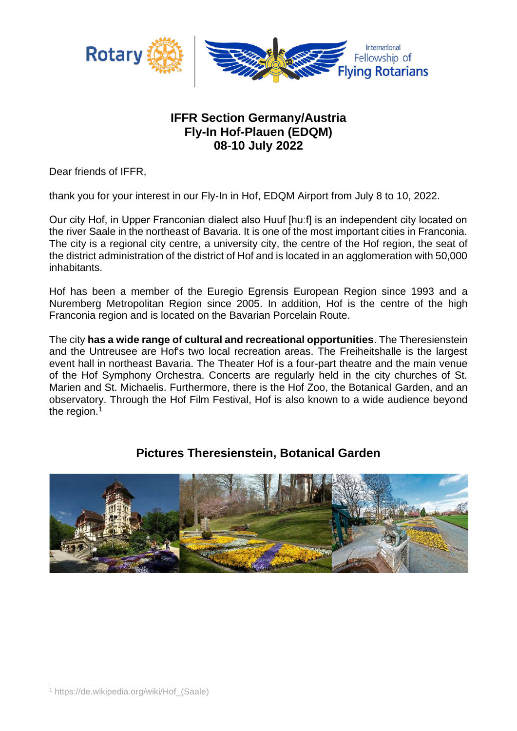# IFFR Section Germany/Austria
# Fly-In Hof-Plauen (EDQM)
# 08-10 July 2022

Dear friends of IFFR,

thank you for your interest in our Fly-In in Hof, EDQM Airport from July 8 to 10, 2022.

Our city Hof, in Upper Franconian dialect also Huuf [hu:f] is an independent city located on the river Saale in the northeast of Bavaria. It is one of the most important cities in Franconia. The city is a regional city centre, a university city, the centre of the Hof region, the seat of the district administration of the district of Hof and is located in an agglomeration with 50,000 inhabitants.

Hof has been a member of the Euregio Egrensis European Region since 1993 and a Nuremberg Metropolitan Region since 2005. In addition, Hof is the centre of the high Franconia region and is located on the Bavarian Porcelain Route.

The city **has a wide range of cultural and recreational opportunities**. The Theresienstein and the Untreusee are Hof's two local recreation areas. The Freiheitshalle is the largest event hall in northeast Bavaria. The Theater Hof is a four-part theatre and the main venue of the Hof Symphony Orchestra. Concerts are regularly held in the city churches of St. Marien and St. Michaelis. Furthermore, there is the Hof Zoo, the Botanical Garden, and an observatory. Through the Hof Film Festival, Hof is also known to a wide audience beyond the region.[1]

## Pictures Theresienstein, Botanical Garden

[1] https://de.wikipedia.org/wiki/Hof_(Saale)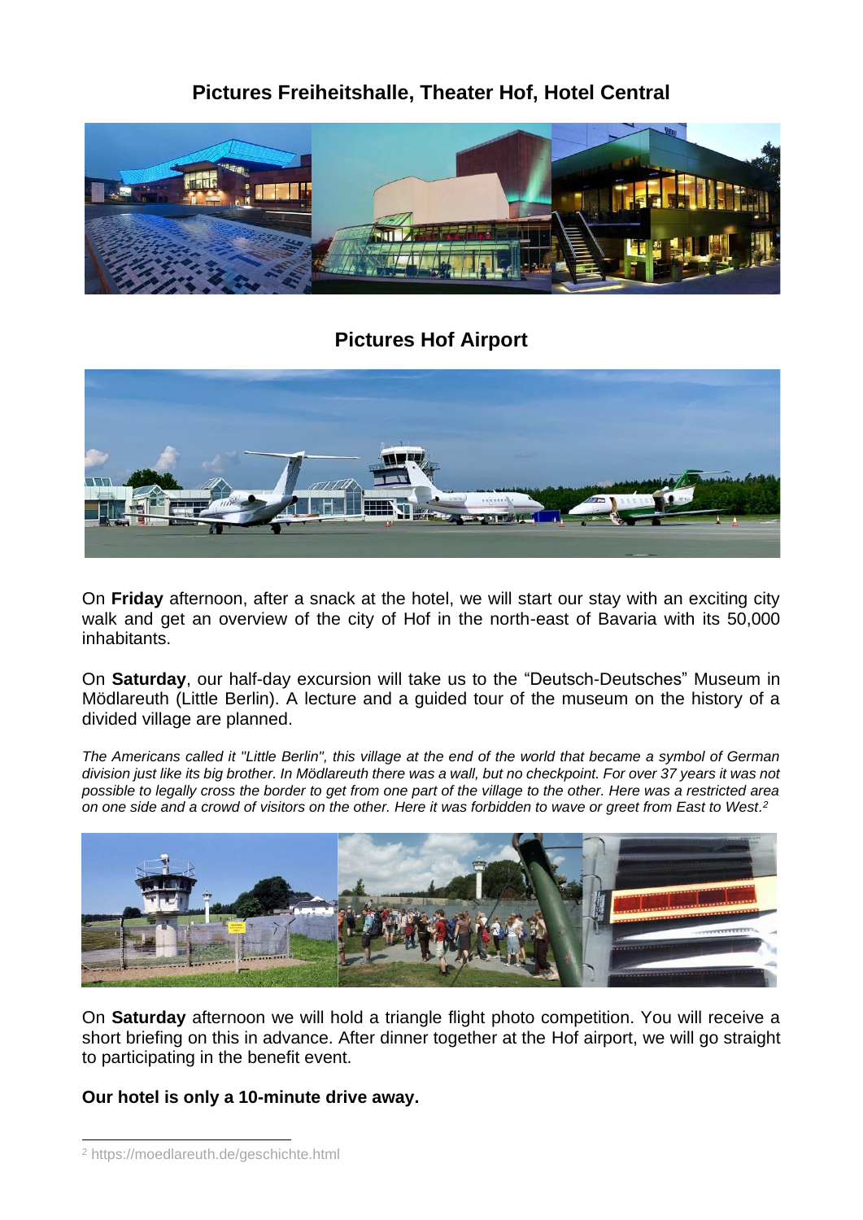## Pictures Freiheitshalle, Theater Hof, Hotel Central

## Pictures Hof Airport

On **Friday** afternoon, after a snack at the hotel, we will start our stay with an exciting city walk and get an overview of the city of Hof in the north-east of Bavaria with its 50,000 inhabitants.

On **Saturday**, our half-day excursion will take us to the “Deutsch-Deutsches” Museum in Mödlareuth (Little Berlin). A lecture and a guided tour of the museum on the history of a divided village are planned.

*The Americans called it "Little Berlin", this village at the end of the world that became a symbol of German division just like its big brother. In Mödlareuth there was a wall, but no checkpoint. For over 37 years it was not possible to legally cross the border to get from one part of the village to the other. Here was a restricted area on one side and a crowd of visitors on the other. Here it was forbidden to wave or greet from East to West.*[2]

On **Saturday** afternoon we will hold a triangle flight photo competition. You will receive a short briefing on this in advance. After dinner together at the Hof airport, we will go straight to participating in the benefit event.

**Our hotel is only a 10-minute drive away.**

[2] https://moedlareuth.de/geschichte.html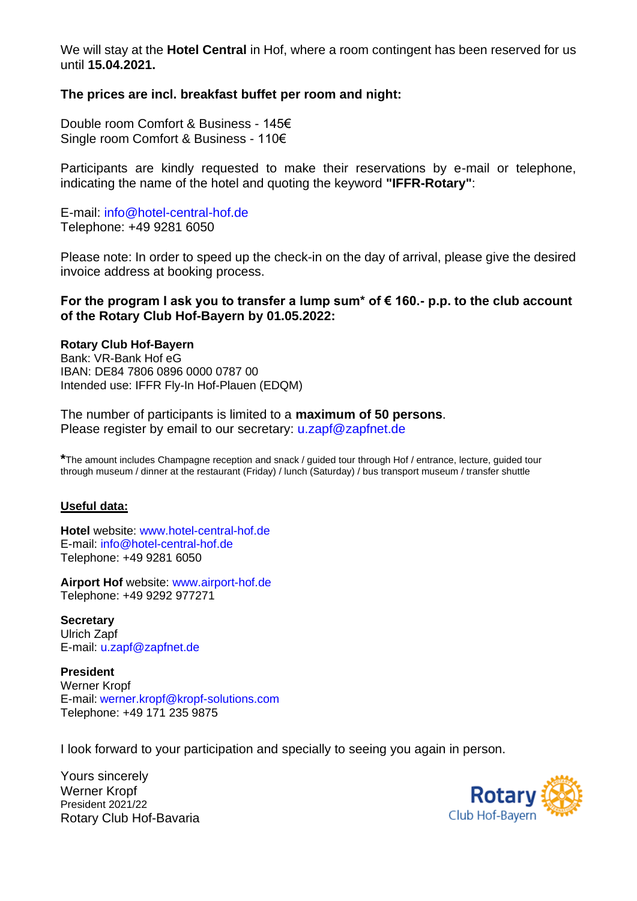We will stay at the **Hotel Central** in Hof, where a room contingent has been reserved for us until **15.04.2021.**

**The prices are incl. breakfast buffet per room and night:**

Double room Comfort & Business - 145€
Single room Comfort & Business - 110€

Participants are kindly requested to make their reservations by e-mail or telephone, indicating the name of the hotel and quoting the keyword **"IFFR-Rotary"**:

E-mail: info@hotel-central-hof.de
Telephone: +49 9281 6050

Please note: In order to speed up the check-in on the day of arrival, please give the desired invoice address at booking process.

**For the program I ask you to transfer a lump sum* of € 160.- p.p. to the club account of the Rotary Club Hof-Bayern by 01.05.2022:**

**Rotary Club Hof-Bayern**
Bank: VR-Bank Hof eG
IBAN: DE84 7806 0896 0000 0787 00
Intended use: IFFR Fly-In Hof-Plauen (EDQM)

The number of participants is limited to a **maximum of 50 persons**.
Please register by email to our secretary: u.zapf@zapfnet.de

**\***The amount includes Champagne reception and snack / guided tour through Hof / entrance, lecture, guided tour through museum / dinner at the restaurant (Friday) / lunch (Saturday) / bus transport museum / transfer shuttle

<u>**Useful data:**</u>

**Hotel** website: www.hotel-central-hof.de
E-mail: info@hotel-central-hof.de
Telephone: +49 9281 6050

**Airport Hof** website: www.airport-hof.de
Telephone: +49 9292 977271

**Secretary**
Ulrich Zapf
E-mail: u.zapf@zapfnet.de

**President**
Werner Kropf
E-mail: werner.kropf@kropf-solutions.com
Telephone: +49 171 235 9875

I look forward to your participation and specially to seeing you again in person.

Yours sincerely
Werner Kropf
President 2021/22
Rotary Club Hof-Bavaria

Rotary Club Hof-Bayern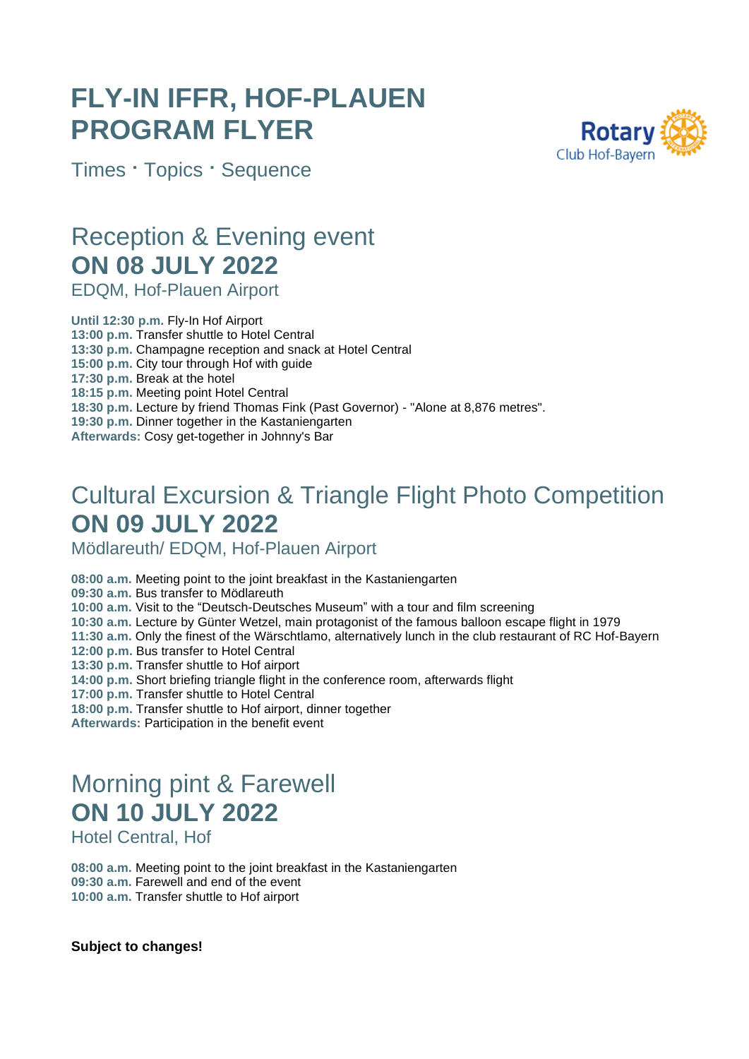# FLY-IN IFFR, HOF-PLAUEN PROGRAM FLYER

Rotary Club Hof-Bayern

Times · Topics · Sequence

## Reception & Evening event

## ON 08 JULY 2022

EDQM, Hof-Plauen Airport

**Until 12:30 p.m.** Fly-In Hof Airport
**13:00 p.m.** Transfer shuttle to Hotel Central
**13:30 p.m.** Champagne reception and snack at Hotel Central
**15:00 p.m.** City tour through Hof with guide
**17:30 p.m.** Break at the hotel
**18:15 p.m.** Meeting point Hotel Central
**18:30 p.m.** Lecture by friend Thomas Fink (Past Governor) - "Alone at 8,876 metres".
**19:30 p.m.** Dinner together in the Kastaniengarten
**Afterwards:** Cosy get-together in Johnny's Bar

## Cultural Excursion & Triangle Flight Photo Competition

## ON 09 JULY 2022

Mödlareuth/ EDQM, Hof-Plauen Airport

**08:00 a.m.** Meeting point to the joint breakfast in the Kastaniengarten
**09:30 a.m.** Bus transfer to Mödlareuth
**10:00 a.m.** Visit to the "Deutsch-Deutsches Museum" with a tour and film screening
**10:30 a.m.** Lecture by Günter Wetzel, main protagonist of the famous balloon escape flight in 1979
**11:30 a.m.** Only the finest of the Wärschtlamo, alternatively lunch in the club restaurant of RC Hof-Bayern
**12:00 p.m.** Bus transfer to Hotel Central
**13:30 p.m.** Transfer shuttle to Hof airport
**14:00 p.m.** Short briefing triangle flight in the conference room, afterwards flight
**17:00 p.m.** Transfer shuttle to Hotel Central
**18:00 p.m.** Transfer shuttle to Hof airport, dinner together
**Afterwards:** Participation in the benefit event

## Morning pint & Farewell

## ON 10 JULY 2022

Hotel Central, Hof

**08:00 a.m.** Meeting point to the joint breakfast in the Kastaniengarten
**09:30 a.m.** Farewell and end of the event
**10:00 a.m.** Transfer shuttle to Hof airport

**Subject to changes!**